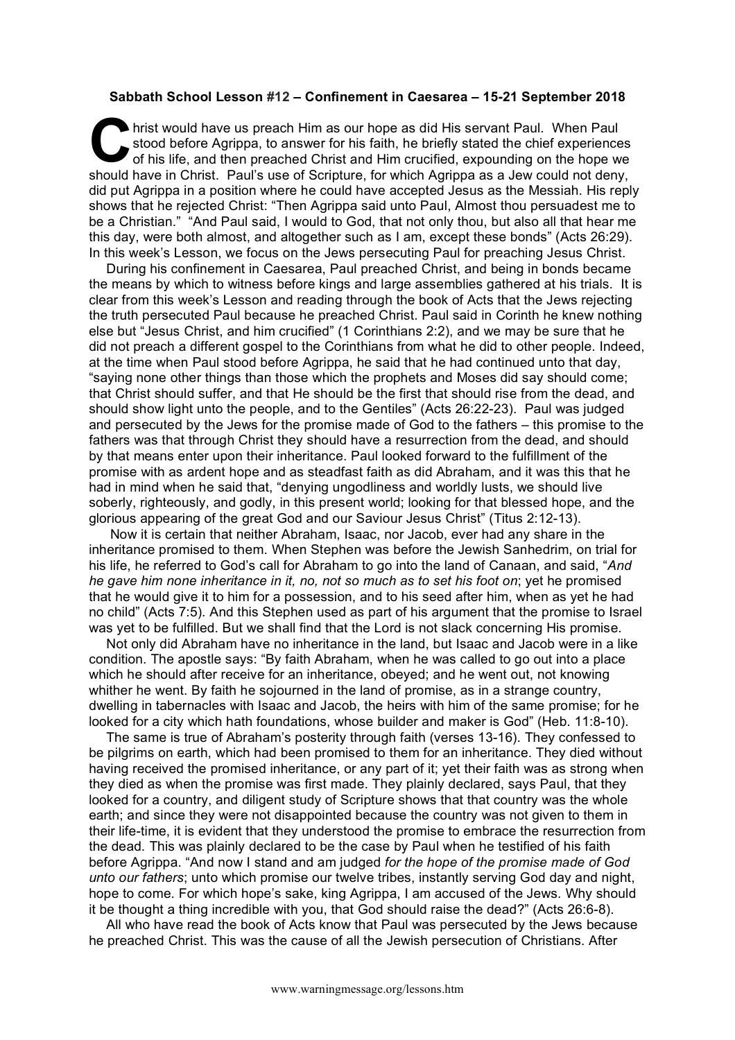**Sabbath School Lesson #12 – Confinement in Caesarea – 15-21 September 2018**

Christ would have us preach Him as our hope as did His servant Paul. When Paul stood before Agrippa, to answer for his faith, he briefly stated the chief experiences of his life, and then preached Christ and Him crucified, expounding on the hope we should have in Christ. Paul's use of Scripture, for which Agrippa as a Jew could not deny, did put Agrippa in a position where he could have accepted Jesus as the Messiah. His reply shows that he rejected Christ: "Then Agrippa said unto Paul, Almost thou persuadest me to be a Christian." "And Paul said, I would to God, that not only thou, but also all that hear me this day, were both almost, and altogether such as I am, except these bonds" (Acts 26:29). In this week's Lesson, we focus on the Jews persecuting Paul for preaching Jesus Christ.

During his confinement in Caesarea, Paul preached Christ, and being in bonds became the means by which to witness before kings and large assemblies gathered at his trials. It is clear from this week's Lesson and reading through the book of Acts that the Jews rejecting the truth persecuted Paul because he preached Christ. Paul said in Corinth he knew nothing else but "Jesus Christ, and him crucified" (1 Corinthians 2:2), and we may be sure that he did not preach a different gospel to the Corinthians from what he did to other people. Indeed, at the time when Paul stood before Agrippa, he said that he had continued unto that day, "saying none other things than those which the prophets and Moses did say should come; that Christ should suffer, and that He should be the first that should rise from the dead, and should show light unto the people, and to the Gentiles" (Acts 26:22-23). Paul was judged and persecuted by the Jews for the promise made of God to the fathers – this promise to the fathers was that through Christ they should have a resurrection from the dead, and should by that means enter upon their inheritance. Paul looked forward to the fulfillment of the promise with as ardent hope and as steadfast faith as did Abraham, and it was this that he had in mind when he said that, "denying ungodliness and worldly lusts, we should live soberly, righteously, and godly, in this present world; looking for that blessed hope, and the glorious appearing of the great God and our Saviour Jesus Christ" (Titus 2:12-13).

Now it is certain that neither Abraham, Isaac, nor Jacob, ever had any share in the inheritance promised to them. When Stephen was before the Jewish Sanhedrim, on trial for his life, he referred to God's call for Abraham to go into the land of Canaan, and said, "*And he gave him none inheritance in it, no, not so much as to set his foot on*; yet he promised that he would give it to him for a possession, and to his seed after him, when as yet he had no child" (Acts 7:5). And this Stephen used as part of his argument that the promise to Israel was yet to be fulfilled. But we shall find that the Lord is not slack concerning His promise.

Not only did Abraham have no inheritance in the land, but Isaac and Jacob were in a like condition. The apostle says: "By faith Abraham, when he was called to go out into a place which he should after receive for an inheritance, obeyed; and he went out, not knowing whither he went. By faith he sojourned in the land of promise, as in a strange country, dwelling in tabernacles with Isaac and Jacob, the heirs with him of the same promise; for he looked for a city which hath foundations, whose builder and maker is God" (Heb. 11:8-10).

The same is true of Abraham's posterity through faith (verses 13-16). They confessed to be pilgrims on earth, which had been promised to them for an inheritance. They died without having received the promised inheritance, or any part of it; yet their faith was as strong when they died as when the promise was first made. They plainly declared, says Paul, that they looked for a country, and diligent study of Scripture shows that that country was the whole earth; and since they were not disappointed because the country was not given to them in their life-time, it is evident that they understood the promise to embrace the resurrection from the dead. This was plainly declared to be the case by Paul when he testified of his faith before Agrippa. "And now I stand and am judged *for the hope of the promise made of God unto our fathers*; unto which promise our twelve tribes, instantly serving God day and night, hope to come. For which hope's sake, king Agrippa, I am accused of the Jews. Why should it be thought a thing incredible with you, that God should raise the dead?" (Acts 26:6-8).

All who have read the book of Acts know that Paul was persecuted by the Jews because he preached Christ. This was the cause of all the Jewish persecution of Christians. After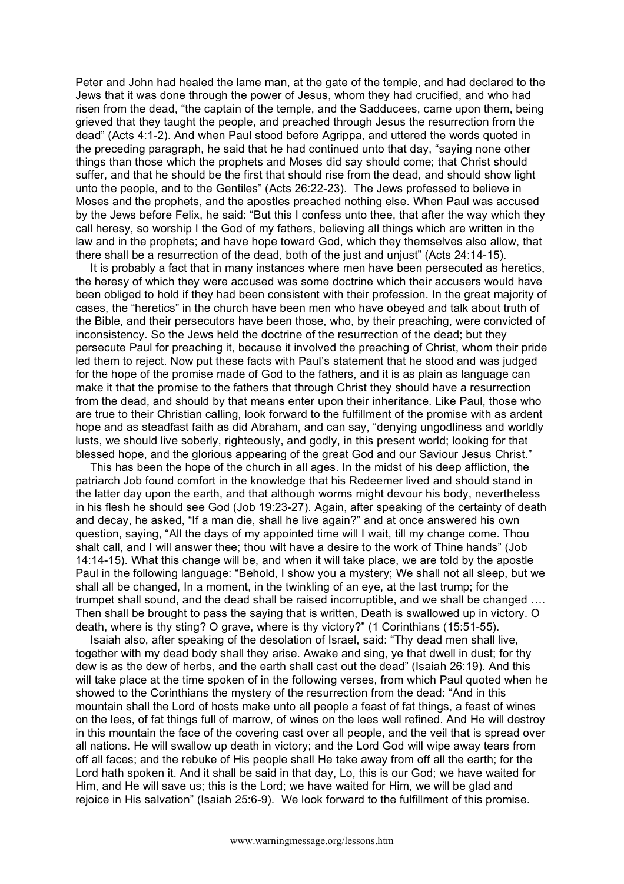Peter and John had healed the lame man, at the gate of the temple, and had declared to the Jews that it was done through the power of Jesus, whom they had crucified, and who had risen from the dead, "the captain of the temple, and the Sadducees, came upon them, being grieved that they taught the people, and preached through Jesus the resurrection from the dead" (Acts 4:1-2). And when Paul stood before Agrippa, and uttered the words quoted in the preceding paragraph, he said that he had continued unto that day, "saying none other things than those which the prophets and Moses did say should come; that Christ should suffer, and that he should be the first that should rise from the dead, and should show light unto the people, and to the Gentiles" (Acts 26:22-23). The Jews professed to believe in Moses and the prophets, and the apostles preached nothing else. When Paul was accused by the Jews before Felix, he said: "But this I confess unto thee, that after the way which they call heresy, so worship I the God of my fathers, believing all things which are written in the law and in the prophets; and have hope toward God, which they themselves also allow, that there shall be a resurrection of the dead, both of the just and unjust" (Acts 24:14-15).

It is probably a fact that in many instances where men have been persecuted as heretics, the heresy of which they were accused was some doctrine which their accusers would have been obliged to hold if they had been consistent with their profession. In the great majority of cases, the "heretics" in the church have been men who have obeyed and talk about truth of the Bible, and their persecutors have been those, who, by their preaching, were convicted of inconsistency. So the Jews held the doctrine of the resurrection of the dead; but they persecute Paul for preaching it, because it involved the preaching of Christ, whom their pride led them to reject. Now put these facts with Paul's statement that he stood and was judged for the hope of the promise made of God to the fathers, and it is as plain as language can make it that the promise to the fathers that through Christ they should have a resurrection from the dead, and should by that means enter upon their inheritance. Like Paul, those who are true to their Christian calling, look forward to the fulfillment of the promise with as ardent hope and as steadfast faith as did Abraham, and can say, "denying ungodliness and worldly lusts, we should live soberly, righteously, and godly, in this present world; looking for that blessed hope, and the glorious appearing of the great God and our Saviour Jesus Christ."

This has been the hope of the church in all ages. In the midst of his deep affliction, the patriarch Job found comfort in the knowledge that his Redeemer lived and should stand in the latter day upon the earth, and that although worms might devour his body, nevertheless in his flesh he should see God (Job 19:23-27). Again, after speaking of the certainty of death and decay, he asked, "If a man die, shall he live again?" and at once answered his own question, saying, "All the days of my appointed time will I wait, till my change come. Thou shalt call, and I will answer thee; thou wilt have a desire to the work of Thine hands" (Job 14:14-15). What this change will be, and when it will take place, we are told by the apostle Paul in the following language: "Behold, I show you a mystery; We shall not all sleep, but we shall all be changed, In a moment, in the twinkling of an eye, at the last trump; for the trumpet shall sound, and the dead shall be raised incorruptible, and we shall be changed …. Then shall be brought to pass the saying that is written, Death is swallowed up in victory. O death, where is thy sting? O grave, where is thy victory?" (1 Corinthians (15:51-55).

Isaiah also, after speaking of the desolation of Israel, said: "Thy dead men shall live, together with my dead body shall they arise. Awake and sing, ye that dwell in dust; for thy dew is as the dew of herbs, and the earth shall cast out the dead" (Isaiah 26:19). And this will take place at the time spoken of in the following verses, from which Paul quoted when he showed to the Corinthians the mystery of the resurrection from the dead: "And in this mountain shall the Lord of hosts make unto all people a feast of fat things, a feast of wines on the lees, of fat things full of marrow, of wines on the lees well refined. And He will destroy in this mountain the face of the covering cast over all people, and the veil that is spread over all nations. He will swallow up death in victory; and the Lord God will wipe away tears from off all faces; and the rebuke of His people shall He take away from off all the earth; for the Lord hath spoken it. And it shall be said in that day, Lo, this is our God; we have waited for Him, and He will save us; this is the Lord; we have waited for Him, we will be glad and rejoice in His salvation" (Isaiah 25:6-9). We look forward to the fulfillment of this promise.